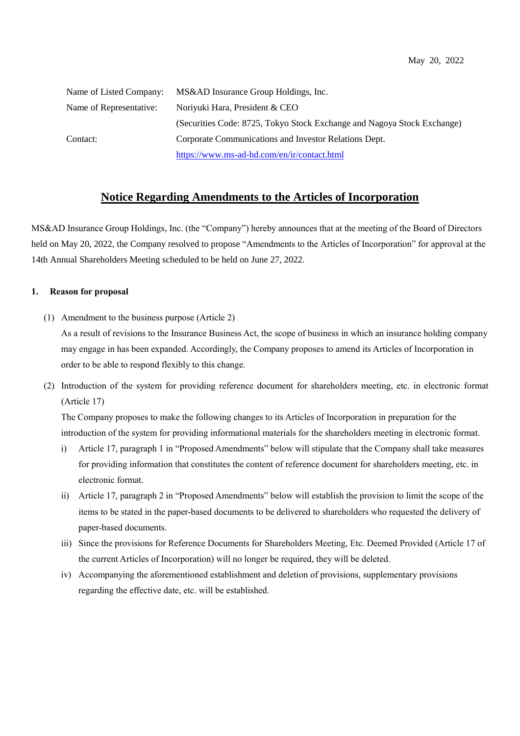May 20, 2022

| | |
|---|---|
| Name of Listed Company: | MS&AD Insurance Group Holdings, Inc. |
| Name of Representative: | Noriyuki Hara, President & CEO |
| | (Securities Code: 8725, Tokyo Stock Exchange and Nagoya Stock Exchange) |
| Contact: | Corporate Communications and Investor Relations Dept. |
| | https://www.ms-ad-hd.com/en/ir/contact.html |

# Notice Regarding Amendments to the Articles of Incorporation

MS&AD Insurance Group Holdings, Inc. (the "Company") hereby announces that at the meeting of the Board of Directors held on May 20, 2022, the Company resolved to propose "Amendments to the Articles of Incorporation" for approval at the 14th Annual Shareholders Meeting scheduled to be held on June 27, 2022.

## 1. Reason for proposal

(1) Amendment to the business purpose (Article 2)

As a result of revisions to the Insurance Business Act, the scope of business in which an insurance holding company may engage in has been expanded. Accordingly, the Company proposes to amend its Articles of Incorporation in order to be able to respond flexibly to this change.

(2) Introduction of the system for providing reference document for shareholders meeting, etc. in electronic format (Article 17)

The Company proposes to make the following changes to its Articles of Incorporation in preparation for the introduction of the system for providing informational materials for the shareholders meeting in electronic format.

i) Article 17, paragraph 1 in "Proposed Amendments" below will stipulate that the Company shall take measures for providing information that constitutes the content of reference document for shareholders meeting, etc. in electronic format.

ii) Article 17, paragraph 2 in "Proposed Amendments" below will establish the provision to limit the scope of the items to be stated in the paper-based documents to be delivered to shareholders who requested the delivery of paper-based documents.

iii) Since the provisions for Reference Documents for Shareholders Meeting, Etc. Deemed Provided (Article 17 of the current Articles of Incorporation) will no longer be required, they will be deleted.

iv) Accompanying the aforementioned establishment and deletion of provisions, supplementary provisions regarding the effective date, etc. will be established.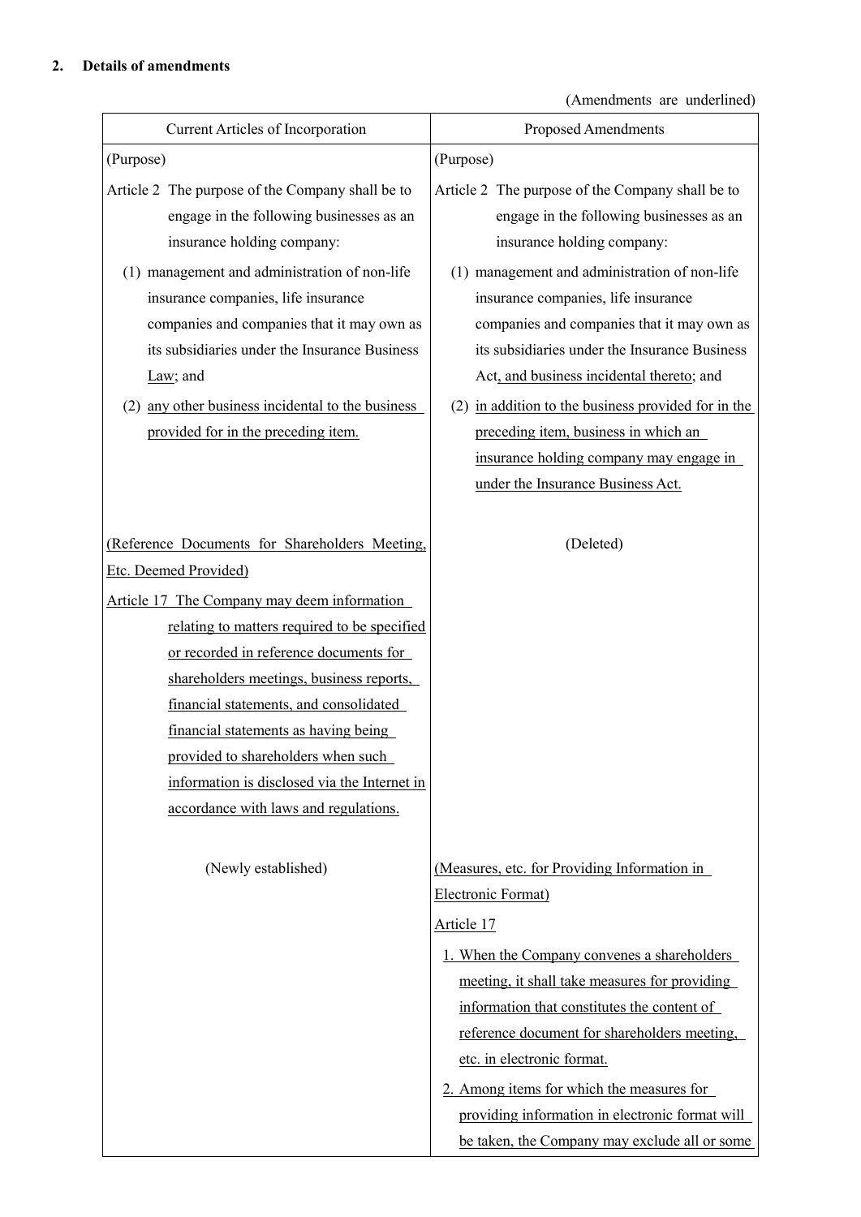## 2. Details of amendments

(Amendments are underlined)

| Current Articles of Incorporation | Proposed Amendments |
|---|---|
| (Purpose)<br>Article 2 The purpose of the Company shall be to engage in the following businesses as an insurance holding company:<br>(1) management and administration of non-life insurance companies, life insurance companies and companies that it may own as its subsidiaries under the Insurance Business <u>Law</u>; and<br>(2) <u>any other business incidental to the business provided for in the preceding item.</u> | (Purpose)<br>Article 2 The purpose of the Company shall be to engage in the following businesses as an insurance holding company:<br>(1) management and administration of non-life insurance companies, life insurance companies and companies that it may own as its subsidiaries under the Insurance Business <u>Act, and business incidental thereto</u>; and<br>(2) <u>in addition to the business provided for in the preceding item, business in which an insurance holding company may engage in under the Insurance Business Act.</u> |
| <u>(Reference Documents for Shareholders Meeting, Etc. Deemed Provided)</u><br><u>Article 17 The Company may deem information relating to matters required to be specified or recorded in reference documents for shareholders meetings, business reports, financial statements, and consolidated financial statements as having being provided to shareholders when such information is disclosed via the Internet in accordance with laws and regulations.</u> | (Deleted) |
| (Newly established) | <u>(Measures, etc. for Providing Information in Electronic Format)</u><br><u>Article 17</u><br><u>1. When the Company convenes a shareholders meeting, it shall take measures for providing information that constitutes the content of reference document for shareholders meeting, etc. in electronic format.</u><br><u>2. Among items for which the measures for providing information in electronic format will be taken, the Company may exclude all or some</u> |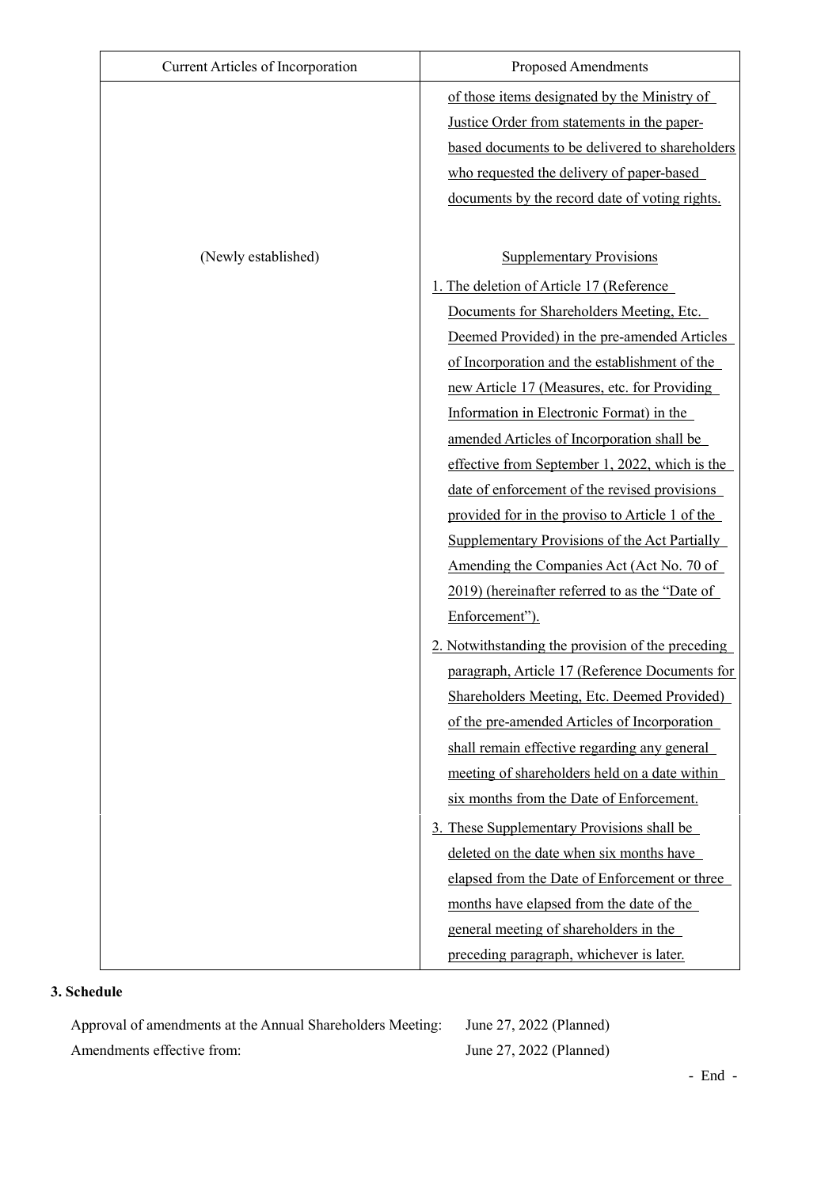| Current Articles of Incorporation | Proposed Amendments |
| --- | --- |
| | of those items designated by the Ministry of Justice Order from statements in the paper-based documents to be delivered to shareholders who requested the delivery of paper-based documents by the record date of voting rights. |
| (Newly established) | Supplementary Provisions<br>1. The deletion of Article 17 (Reference Documents for Shareholders Meeting, Etc. Deemed Provided) in the pre-amended Articles of Incorporation and the establishment of the new Article 17 (Measures, etc. for Providing Information in Electronic Format) in the amended Articles of Incorporation shall be effective from September 1, 2022, which is the date of enforcement of the revised provisions provided for in the proviso to Article 1 of the Supplementary Provisions of the Act Partially Amending the Companies Act (Act No. 70 of 2019) (hereinafter referred to as the "Date of Enforcement").<br>2. Notwithstanding the provision of the preceding paragraph, Article 17 (Reference Documents for Shareholders Meeting, Etc. Deemed Provided) of the pre-amended Articles of Incorporation shall remain effective regarding any general meeting of shareholders held on a date within six months from the Date of Enforcement.<br>3. These Supplementary Provisions shall be deleted on the date when six months have elapsed from the Date of Enforcement or three months have elapsed from the date of the general meeting of shareholders in the preceding paragraph, whichever is later. |

**3. Schedule**

Approval of amendments at the Annual Shareholders Meeting: June 27, 2022 (Planned)

Amendments effective from: June 27, 2022 (Planned)

- End -